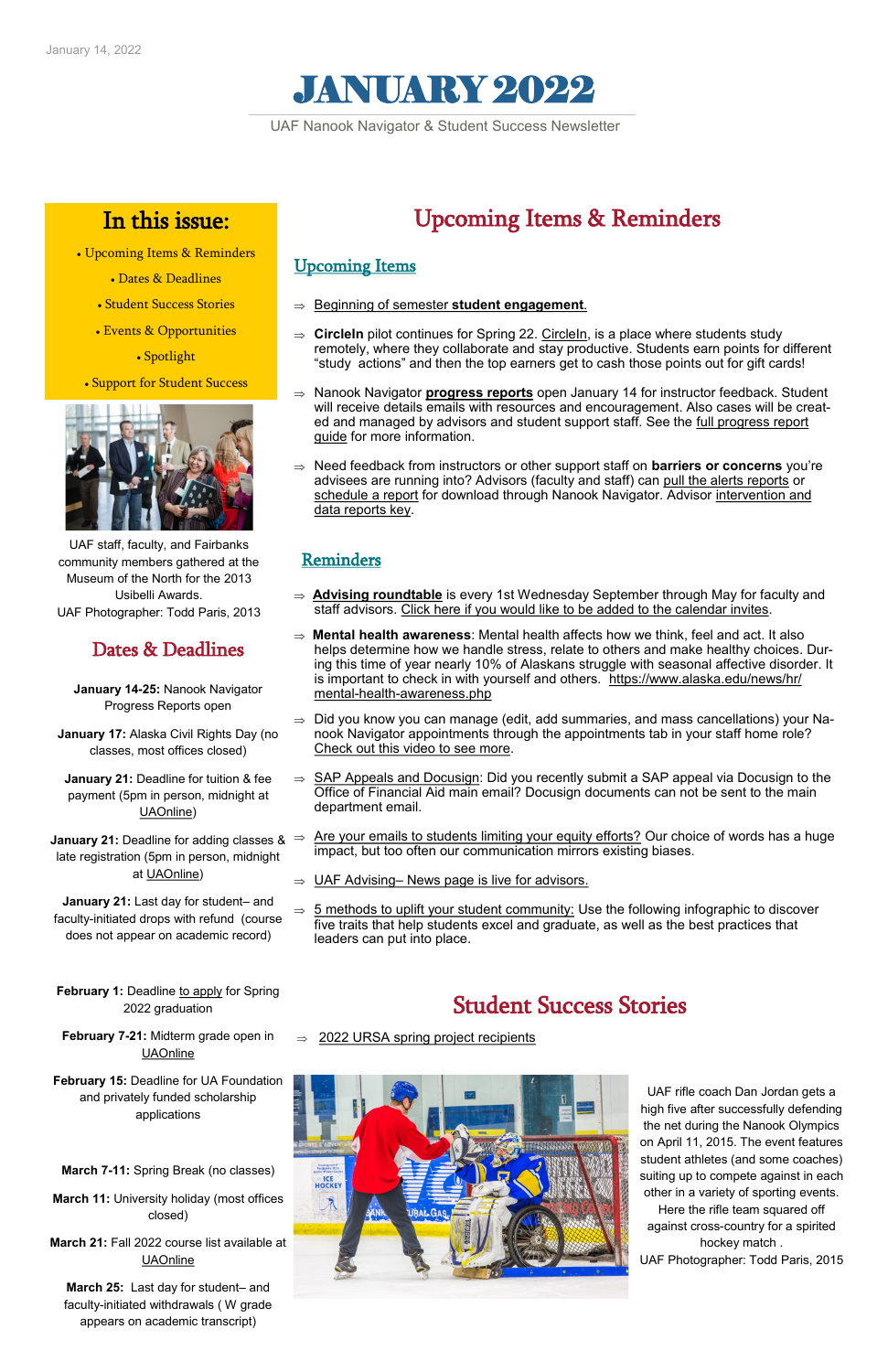January 14, 2022

# JANUARY 2022

UAF Nanook Navigator & Student Success Newsletter

## In this issue:

- Upcoming Items & Reminders
- Dates & Deadlines
- Student Success Stories
- Events & Opportunities
- Spotlight
- Support for Student Success

UAF staff, faculty, and Fairbanks community members gathered at the Museum of the North for the 2013 Usibelli Awards.
UAF Photographer: Todd Paris, 2013

## Dates & Deadlines

**January 14-25:** Nanook Navigator Progress Reports open

**January 17:** Alaska Civil Rights Day (no classes, most offices closed)

**January 21:** Deadline for tuition & fee payment (5pm in person, midnight at UAOnline)

**January 21:** Deadline for adding classes & late registration (5pm in person, midnight at UAOnline)

**January 21:** Last day for student– and faculty-initiated drops with refund (course does not appear on academic record)

**February 1:** Deadline to apply for Spring 2022 graduation

**February 7-21:** Midterm grade open in UAOnline

**February 15:** Deadline for UA Foundation and privately funded scholarship applications

**March 7-11:** Spring Break (no classes)

**March 11:** University holiday (most offices closed)

**March 21:** Fall 2022 course list available at UAOnline

**March 25:** Last day for student– and faculty-initiated withdrawals ( W grade appears on academic transcript)

## Upcoming Items & Reminders

### Upcoming Items

- Beginning of semester **student engagement**.
- **CircleIn** pilot continues for Spring 22. CircleIn, is a place where students study remotely, where they collaborate and stay productive. Students earn points for different "study actions" and then the top earners get to cash those points out for gift cards!
- Nanook Navigator **progress reports** open January 14 for instructor feedback. Student will receive details emails with resources and encouragement. Also cases will be created and managed by advisors and student support staff. See the full progress report guide for more information.
- Need feedback from instructors or other support staff on **barriers or concerns** you're advisees are running into? Advisors (faculty and staff) can pull the alerts reports or schedule a report for download through Nanook Navigator. Advisor intervention and data reports key.

### Reminders

- **Advising roundtable** is every 1st Wednesday September through May for faculty and staff advisors. Click here if you would like to be added to the calendar invites.
- **Mental health awareness**: Mental health affects how we think, feel and act. It also helps determine how we handle stress, relate to others and make healthy choices. During this time of year nearly 10% of Alaskans struggle with seasonal affective disorder. It is important to check in with yourself and others. https://www.alaska.edu/news/hr/mental-health-awareness.php
- Did you know you can manage (edit, add summaries, and mass cancellations) your Nanook Navigator appointments through the appointments tab in your staff home role? Check out this video to see more.
- SAP Appeals and Docusign: Did you recently submit a SAP appeal via Docusign to the Office of Financial Aid main email? Docusign documents can not be sent to the main department email.
- Are your emails to students limiting your equity efforts? Our choice of words has a huge impact, but too often our communication mirrors existing biases.
- UAF Advising– News page is live for advisors.
- 5 methods to uplift your student community: Use the following infographic to discover five traits that help students excel and graduate, as well as the best practices that leaders can put into place.

## Student Success Stories

- 2022 URSA spring project recipients

UAF rifle coach Dan Jordan gets a high five after successfully defending the net during the Nanook Olympics on April 11, 2015. The event features student athletes (and some coaches) suiting up to compete against in each other in a variety of sporting events. Here the rifle team squared off against cross-country for a spirited hockey match .
UAF Photographer: Todd Paris, 2015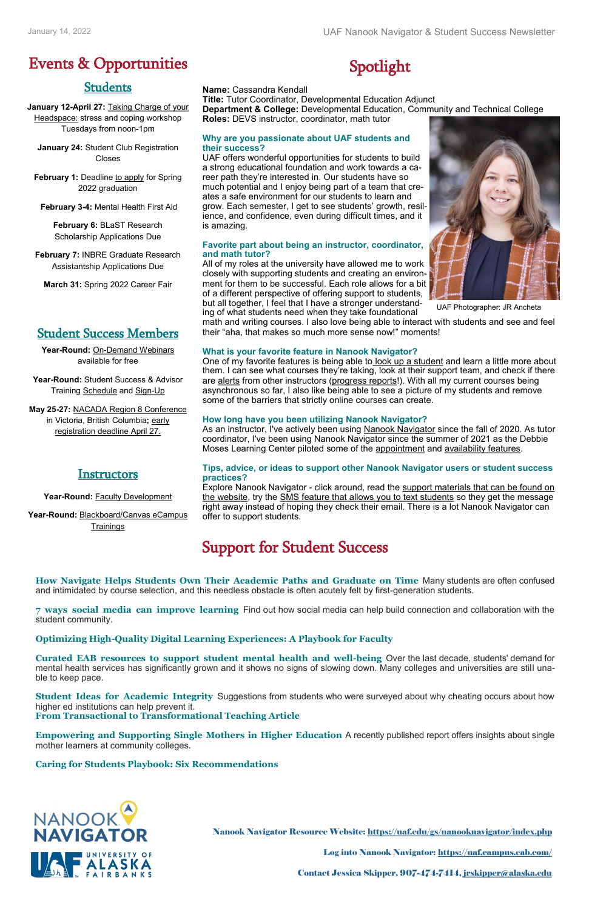## Events & Opportunities

### Students

**January 12-April 27:** Taking Charge of your Headspace: stress and coping workshop Tuesdays from noon-1pm

**January 24:** Student Club Registration Closes

**February 1:** Deadline to apply for Spring 2022 graduation

**February 3-4:** Mental Health First Aid

**February 6:** BLaST Research Scholarship Applications Due

**February 7:** INBRE Graduate Research Assistantship Applications Due

**March 31:** Spring 2022 Career Fair

### Student Success Members

**Year-Round:** On-Demand Webinars available for free

**Year-Round:** Student Success & Advisor Training Schedule and Sign-Up

**May 25-27:** NACADA Region 8 Conference in Victoria, British Columbia**;** early registration deadline April 27.

### Instructors

**Year-Round:** Faculty Development

**Year-Round:** Blackboard/Canvas eCampus Trainings

## Spotlight

**Name:** Cassandra Kendall
**Title:** Tutor Coordinator, Developmental Education Adjunct
**Department & College:** Developmental Education, Community and Technical College
**Roles:** DEVS instructor, coordinator, math tutor

UAF Photographer: JR Ancheta

**Why are you passionate about UAF students and their success?**
UAF offers wonderful opportunities for students to build a strong educational foundation and work towards a career path they're interested in. Our students have so much potential and I enjoy being part of a team that creates a safe environment for our students to learn and grow. Each semester, I get to see students' growth, resilience, and confidence, even during difficult times, and it is amazing.

**Favorite part about being an instructor, coordinator, and math tutor?**
All of my roles at the university have allowed me to work closely with supporting students and creating an environment for them to be successful. Each role allows for a bit of a different perspective of offering support to students, but all together, I feel that I have a stronger understanding of what students need when they take foundational math and writing courses. I also love being able to interact with students and see and feel their "aha, that makes so much more sense now!" moments!

**What is your favorite feature in Nanook Navigator?**
One of my favorite features is being able to look up a student and learn a little more about them. I can see what courses they're taking, look at their support team, and check if there are alerts from other instructors (progress reports!). With all my current courses being asynchronous so far, I also like being able to see a picture of my students and remove some of the barriers that strictly online courses can create.

**How long have you been utilizing Nanook Navigator?**
As an instructor, I've actively been using Nanook Navigator since the fall of 2020. As tutor coordinator, I've been using Nanook Navigator since the summer of 2021 as the Debbie Moses Learning Center piloted some of the appointment and availability features.

**Tips, advice, or ideas to support other Nanook Navigator users or student success practices?**
Explore Nanook Navigator - click around, read the support materials that can be found on the website, try the SMS feature that allows you to text students so they get the message right away instead of hoping they check their email. There is a lot Nanook Navigator can offer to support students.

## Support for Student Success

**How Navigate Helps Students Own Their Academic Paths and Graduate on Time** Many students are often confused and intimidated by course selection, and this needless obstacle is often acutely felt by first-generation students.

**7 ways social media can improve learning** Find out how social media can help build connection and collaboration with the student community.

**Optimizing High-Quality Digital Learning Experiences: A Playbook for Faculty**

**Curated EAB resources to support student mental health and well-being** Over the last decade, students' demand for mental health services has significantly grown and it shows no signs of slowing down. Many colleges and universities are still unable to keep pace.

**Student Ideas for Academic Integrity** Suggestions from students who were surveyed about why cheating occurs about how higher ed institutions can help prevent it.
**From Transactional to Transformational Teaching Article**

**Empowering and Supporting Single Mothers in Higher Education** A recently published report offers insights about single mother learners at community colleges.

**Caring for Students Playbook: Six Recommendations**

NANOOK NAVIGATOR
UAF UNIVERSITY OF ALASKA FAIRBANKS

**Nanook Navigator Resource Website:** https://uaf.edu/gs/nanooknavigator/index.php

**Log into Nanook Navigator:** https://uaf.campus.eab.com/

**Contact Jessica Skipper, 907-474-7414,** jrskipper@alaska.edu